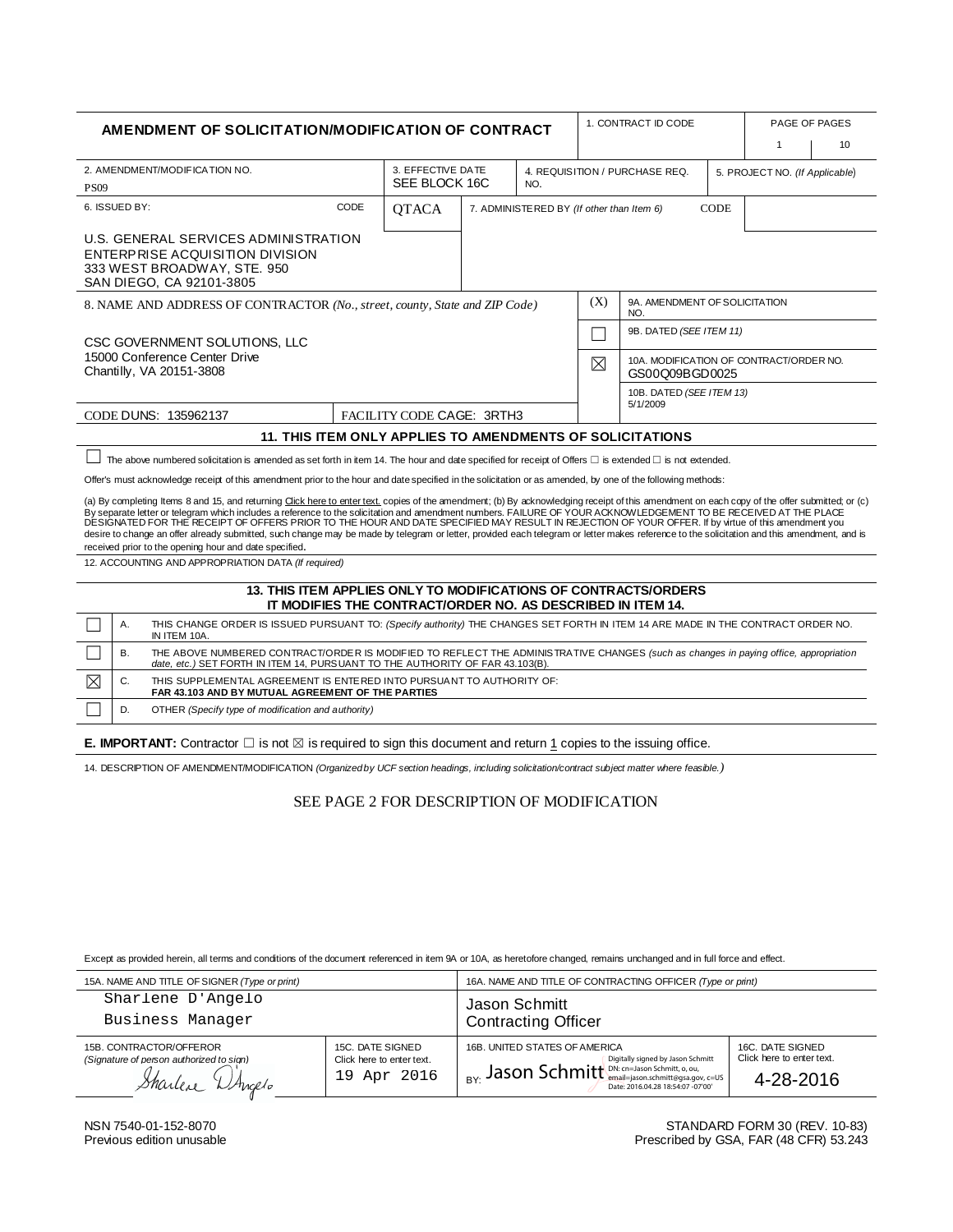# AMENDMENT OF SOLICITATION/MODIFICATION OF CONTRACT

| 1. CONTRACT ID CODE | PAGE OF PAGES |
|---|---|
| | 1 &#124; 10 |

| 2. AMENDMENT/MODIFICATION NO. | 3. EFFECTIVE DATE | 4. REQUISITION / PURCHASE REQ. NO. | 5. PROJECT NO. *(If Applicable)* |
|---|---|---|---|
| PS09 | SEE BLOCK 16C | | |

| 6. ISSUED BY: | CODE | 7. ADMINISTERED BY *(If other than Item 6)* | CODE |
|---|---|---|---|
| U.S. GENERAL SERVICES ADMINISTRATION<br>ENTERPRISE ACQUISITION DIVISION<br>333 WEST BROADWAY, STE. 950<br>SAN DIEGO, CA 92101-3805 | QTACA | | |

8. NAME AND ADDRESS OF CONTRACTOR *(No., street, county, State and ZIP Code)*

CSC GOVERNMENT SOLUTIONS, LLC
15000 Conference Center Drive
Chantilly, VA 20151-3808

CODE DUNS: 135962137 | FACILITY CODE CAGE: 3RTH3

| (X) | |
|---|---|
| | 9A. AMENDMENT OF SOLICITATION NO. |
| ☐ | 9B. DATED *(SEE ITEM 11)* |
| ☒ | 10A. MODIFICATION OF CONTRACT/ORDER NO.<br>GS00Q09BGD0025 |
| | 10B. DATED *(SEE ITEM 13)*<br>5/1/2009 |

## 11. THIS ITEM ONLY APPLIES TO AMENDMENTS OF SOLICITATIONS

☐ The above numbered solicitation is amended as set forth in item 14. The hour and date specified for receipt of Offers ☐ is extended ☐ is not extended.

Offer's must acknowledge receipt of this amendment prior to the hour and date specified in the solicitation or as amended, by one of the following methods:

(a) By completing Items 8 and 15, and returning Click here to enter text. copies of the amendment; (b) By acknowledging receipt of this amendment on each copy of the offer submitted; or (c) By separate letter or telegram which includes a reference to the solicitation and amendment numbers. FAILURE OF YOUR ACKNOWLEDGEMENT TO BE RECEIVED AT THE PLACE DESIGNATED FOR THE RECEIPT OF OFFERS PRIOR TO THE HOUR AND DATE SPECIFIED MAY RESULT IN REJECTION OF YOUR OFFER. If by virtue of this amendment you desire to change an offer already submitted, such change may be made by telegram or letter, provided each telegram or letter makes reference to the solicitation and this amendment, and is received prior to the opening hour and date specified.

12. ACCOUNTING AND APPROPRIATION DATA *(If required)*

## 13. THIS ITEM APPLIES ONLY TO MODIFICATIONS OF CONTRACTS/ORDERS IT MODIFIES THE CONTRACT/ORDER NO. AS DESCRIBED IN ITEM 14.

| | | |
|---|---|---|
| ☐ | A. | THIS CHANGE ORDER IS ISSUED PURSUANT TO: *(Specify authority)* THE CHANGES SET FORTH IN ITEM 14 ARE MADE IN THE CONTRACT ORDER NO. IN ITEM 10A. |
| ☐ | B. | THE ABOVE NUMBERED CONTRACT/ORDER IS MODIFIED TO REFLECT THE ADMINISTRATIVE CHANGES *(such as changes in paying office, appropriation date, etc.)* SET FORTH IN ITEM 14, PURSUANT TO THE AUTHORITY OF FAR 43.103(B). |
| ☒ | C. | THIS SUPPLEMENTAL AGREEMENT IS ENTERED INTO PURSUANT TO AUTHORITY OF:<br>**FAR 43.103 AND BY MUTUAL AGREEMENT OF THE PARTIES** |
| ☐ | D. | OTHER *(Specify type of modification and authority)* |

**E. IMPORTANT:** Contractor ☐ is not ☒ is required to sign this document and return 1 copies to the issuing office.

14. DESCRIPTION OF AMENDMENT/MODIFICATION *(Organized by UCF section headings, including solicitation/contract subject matter where feasible.)*

SEE PAGE 2 FOR DESCRIPTION OF MODIFICATION

Except as provided herein, all terms and conditions of the document referenced in item 9A or 10A, as heretofore changed, remains unchanged and in full force and effect.

| 15A. NAME AND TITLE OF SIGNER *(Type or print)* | | 16A. NAME AND TITLE OF CONTRACTING OFFICER *(Type or print)* | |
|---|---|---|---|
| Sharlene D'Angelo<br>Business Manager | | Jason Schmitt<br>Contracting Officer | |
| 15B. CONTRACTOR/OFFEROR<br>*(Signature of person authorized to sign)*<br>Sharlene D'Angelo | 15C. DATE SIGNED<br>19 Apr 2016 | 16B. UNITED STATES OF AMERICA<br>BY: Jason Schmitt<br>Digitally signed by Jason Schmitt<br>DN: cn=Jason Schmitt, o, ou, email=jason.schmitt@gsa.gov, c=US<br>Date: 2016.04.28 18:54:07 -07'00' | 16C. DATE SIGNED<br>4-28-2016 |

NSN 7540-01-152-8070
Previous edition unusable

STANDARD FORM 30 (REV. 10-83)
Prescribed by GSA, FAR (48 CFR) 53.243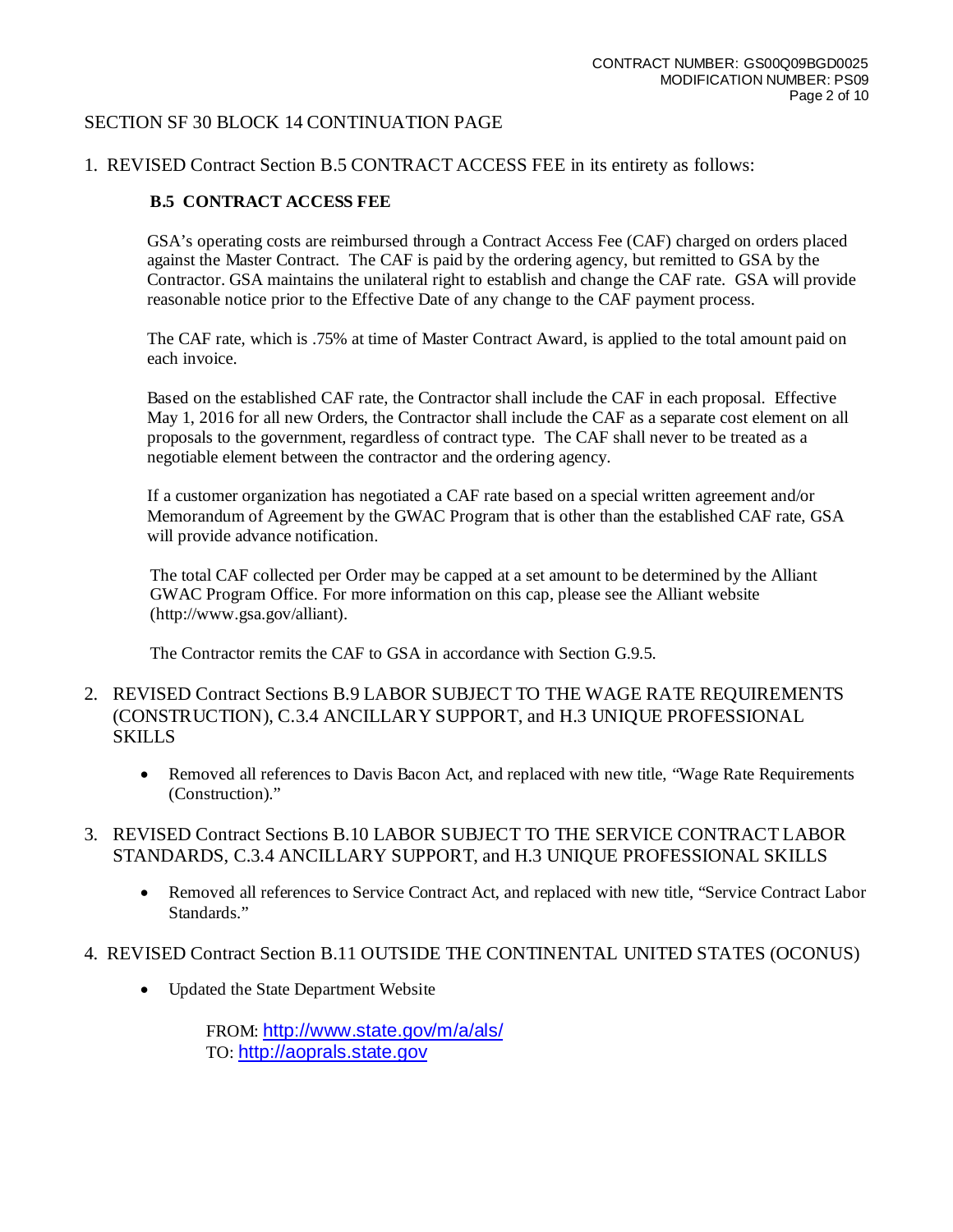## SECTION SF 30 BLOCK 14 CONTINUATION PAGE

1. REVISED Contract Section B.5 CONTRACT ACCESS FEE in its entirety as follows:

   **B.5 CONTRACT ACCESS FEE**

   GSA's operating costs are reimbursed through a Contract Access Fee (CAF) charged on orders placed against the Master Contract. The CAF is paid by the ordering agency, but remitted to GSA by the Contractor. GSA maintains the unilateral right to establish and change the CAF rate. GSA will provide reasonable notice prior to the Effective Date of any change to the CAF payment process.

   The CAF rate, which is .75% at time of Master Contract Award, is applied to the total amount paid on each invoice.

   Based on the established CAF rate, the Contractor shall include the CAF in each proposal. Effective May 1, 2016 for all new Orders, the Contractor shall include the CAF as a separate cost element on all proposals to the government, regardless of contract type. The CAF shall never to be treated as a negotiable element between the contractor and the ordering agency.

   If a customer organization has negotiated a CAF rate based on a special written agreement and/or Memorandum of Agreement by the GWAC Program that is other than the established CAF rate, GSA will provide advance notification.

   The total CAF collected per Order may be capped at a set amount to be determined by the Alliant GWAC Program Office. For more information on this cap, please see the Alliant website (http://www.gsa.gov/alliant).

   The Contractor remits the CAF to GSA in accordance with Section G.9.5.

2. REVISED Contract Sections B.9 LABOR SUBJECT TO THE WAGE RATE REQUIREMENTS (CONSTRUCTION), C.3.4 ANCILLARY SUPPORT, and H.3 UNIQUE PROFESSIONAL SKILLS

   - Removed all references to Davis Bacon Act, and replaced with new title, "Wage Rate Requirements (Construction)."

3. REVISED Contract Sections B.10 LABOR SUBJECT TO THE SERVICE CONTRACT LABOR STANDARDS, C.3.4 ANCILLARY SUPPORT, and H.3 UNIQUE PROFESSIONAL SKILLS

   - Removed all references to Service Contract Act, and replaced with new title, "Service Contract Labor Standards."

4. REVISED Contract Section B.11 OUTSIDE THE CONTINENTAL UNITED STATES (OCONUS)

   - Updated the State Department Website

     FROM: http://www.state.gov/m/a/als/
     TO: http://aoprals.state.gov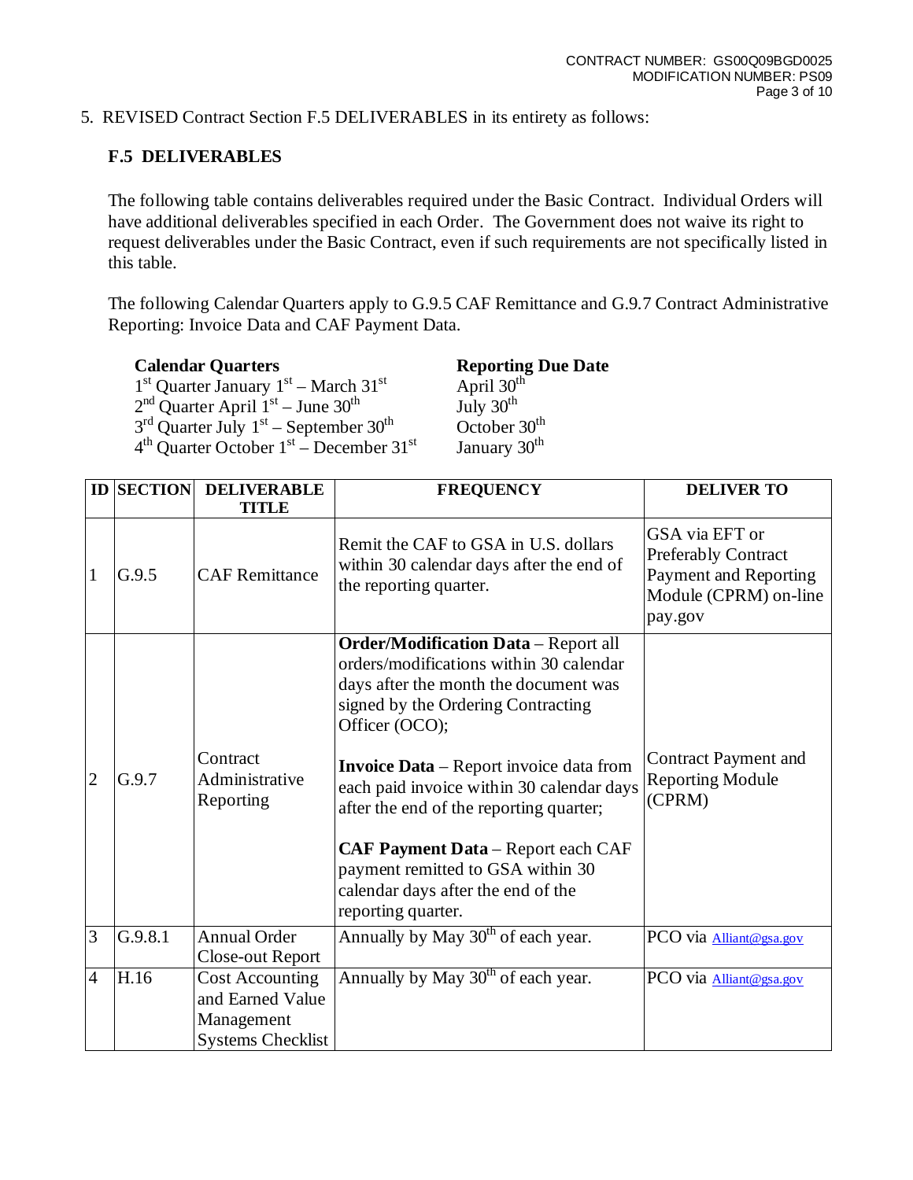5. REVISED Contract Section F.5 DELIVERABLES in its entirety as follows:

### F.5 DELIVERABLES

The following table contains deliverables required under the Basic Contract. Individual Orders will have additional deliverables specified in each Order. The Government does not waive its right to request deliverables under the Basic Contract, even if such requirements are not specifically listed in this table.

The following Calendar Quarters apply to G.9.5 CAF Remittance and G.9.7 Contract Administrative Reporting: Invoice Data and CAF Payment Data.

| Calendar Quarters | Reporting Due Date |
|---|---|
| 1st Quarter January 1st – March 31st | April 30th |
| 2nd Quarter April 1st – June 30th | July 30th |
| 3rd Quarter July 1st – September 30th | October 30th |
| 4th Quarter October 1st – December 31st | January 30th |

| ID | SECTION | DELIVERABLE TITLE | FREQUENCY | DELIVER TO |
|---|---|---|---|---|
| 1 | G.9.5 | CAF Remittance | Remit the CAF to GSA in U.S. dollars within 30 calendar days after the end of the reporting quarter. | GSA via EFT or Preferably Contract Payment and Reporting Module (CPRM) on-line pay.gov |
| 2 | G.9.7 | Contract Administrative Reporting | **Order/Modification Data** – Report all orders/modifications within 30 calendar days after the month the document was signed by the Ordering Contracting Officer (OCO);<br><br>**Invoice Data** – Report invoice data from each paid invoice within 30 calendar days after the end of the reporting quarter;<br><br>**CAF Payment Data** – Report each CAF payment remitted to GSA within 30 calendar days after the end of the reporting quarter. | Contract Payment and Reporting Module (CPRM) |
| 3 | G.9.8.1 | Annual Order Close-out Report | Annually by May 30th of each year. | PCO via Alliant@gsa.gov |
| 4 | H.16 | Cost Accounting and Earned Value Management Systems Checklist | Annually by May 30th of each year. | PCO via Alliant@gsa.gov |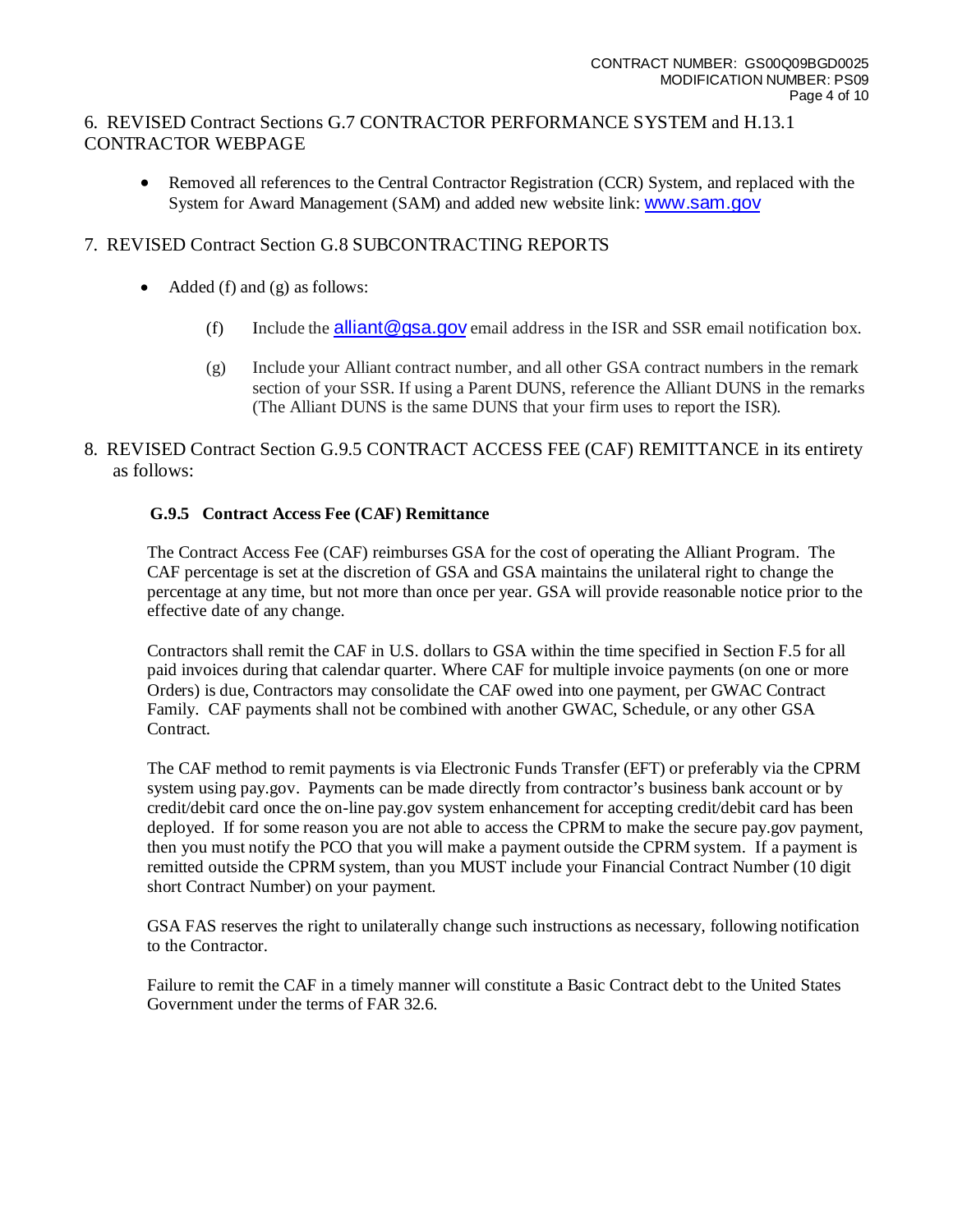6. REVISED Contract Sections G.7 CONTRACTOR PERFORMANCE SYSTEM and H.13.1 CONTRACTOR WEBPAGE

- Removed all references to the Central Contractor Registration (CCR) System, and replaced with the System for Award Management (SAM) and added new website link: www.sam.gov

7. REVISED Contract Section G.8 SUBCONTRACTING REPORTS

- Added (f) and (g) as follows:

  (f) Include the alliant@gsa.gov email address in the ISR and SSR email notification box.

  (g) Include your Alliant contract number, and all other GSA contract numbers in the remark section of your SSR. If using a Parent DUNS, reference the Alliant DUNS in the remarks (The Alliant DUNS is the same DUNS that your firm uses to report the ISR).

8. REVISED Contract Section G.9.5 CONTRACT ACCESS FEE (CAF) REMITTANCE in its entirety as follows:

**G.9.5 Contract Access Fee (CAF) Remittance**

The Contract Access Fee (CAF) reimburses GSA for the cost of operating the Alliant Program. The CAF percentage is set at the discretion of GSA and GSA maintains the unilateral right to change the percentage at any time, but not more than once per year. GSA will provide reasonable notice prior to the effective date of any change.

Contractors shall remit the CAF in U.S. dollars to GSA within the time specified in Section F.5 for all paid invoices during that calendar quarter. Where CAF for multiple invoice payments (on one or more Orders) is due, Contractors may consolidate the CAF owed into one payment, per GWAC Contract Family. CAF payments shall not be combined with another GWAC, Schedule, or any other GSA Contract.

The CAF method to remit payments is via Electronic Funds Transfer (EFT) or preferably via the CPRM system using pay.gov. Payments can be made directly from contractor's business bank account or by credit/debit card once the on-line pay.gov system enhancement for accepting credit/debit card has been deployed. If for some reason you are not able to access the CPRM to make the secure pay.gov payment, then you must notify the PCO that you will make a payment outside the CPRM system. If a payment is remitted outside the CPRM system, than you MUST include your Financial Contract Number (10 digit short Contract Number) on your payment.

GSA FAS reserves the right to unilaterally change such instructions as necessary, following notification to the Contractor.

Failure to remit the CAF in a timely manner will constitute a Basic Contract debt to the United States Government under the terms of FAR 32.6.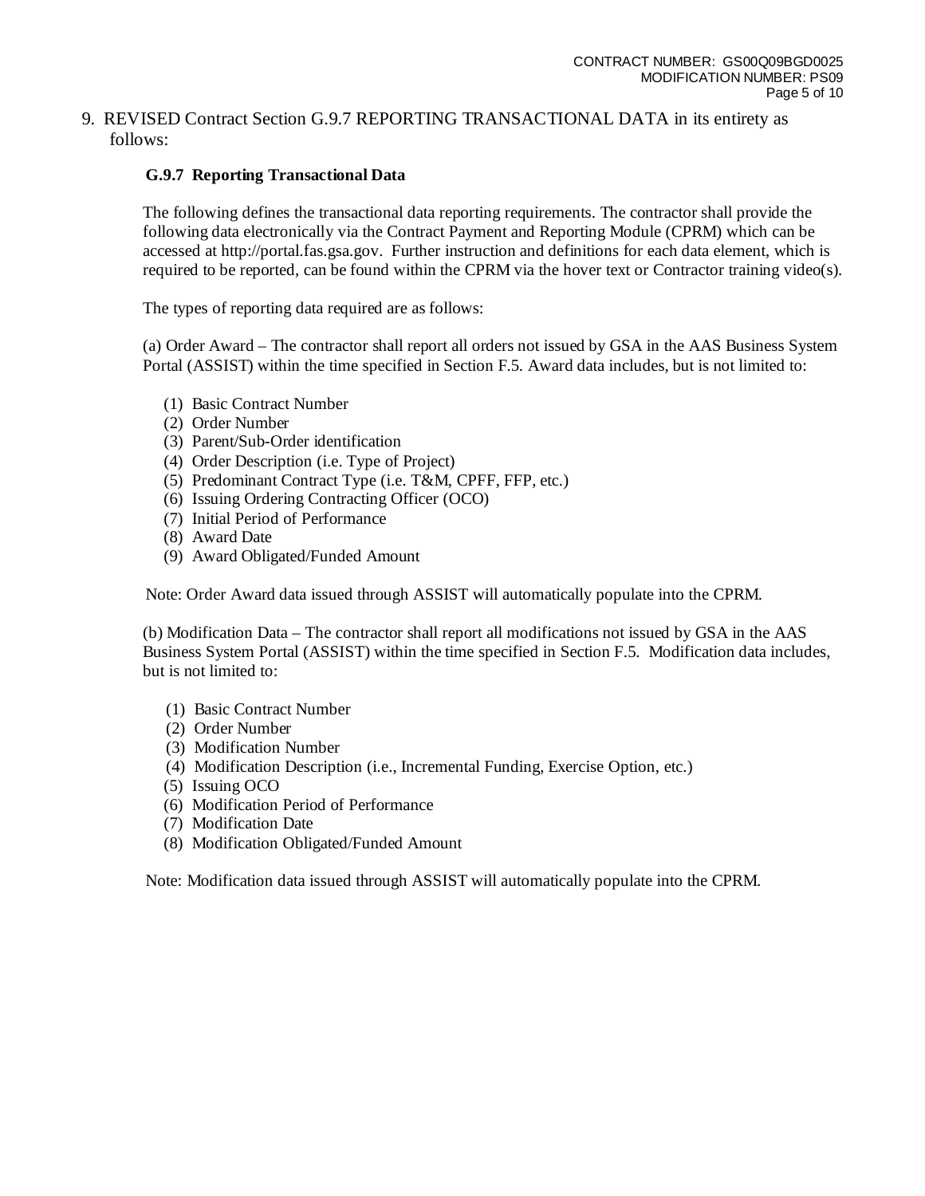9. REVISED Contract Section G.9.7 REPORTING TRANSACTIONAL DATA in its entirety as follows:

**G.9.7 Reporting Transactional Data**

The following defines the transactional data reporting requirements. The contractor shall provide the following data electronically via the Contract Payment and Reporting Module (CPRM) which can be accessed at http://portal.fas.gsa.gov. Further instruction and definitions for each data element, which is required to be reported, can be found within the CPRM via the hover text or Contractor training video(s).

The types of reporting data required are as follows:

(a) Order Award – The contractor shall report all orders not issued by GSA in the AAS Business System Portal (ASSIST) within the time specified in Section F.5. Award data includes, but is not limited to:

(1) Basic Contract Number
(2) Order Number
(3) Parent/Sub-Order identification
(4) Order Description (i.e. Type of Project)
(5) Predominant Contract Type (i.e. T&M, CPFF, FFP, etc.)
(6) Issuing Ordering Contracting Officer (OCO)
(7) Initial Period of Performance
(8) Award Date
(9) Award Obligated/Funded Amount

Note: Order Award data issued through ASSIST will automatically populate into the CPRM.

(b) Modification Data – The contractor shall report all modifications not issued by GSA in the AAS Business System Portal (ASSIST) within the time specified in Section F.5. Modification data includes, but is not limited to:

(1) Basic Contract Number
(2) Order Number
(3) Modification Number
(4) Modification Description (i.e., Incremental Funding, Exercise Option, etc.)
(5) Issuing OCO
(6) Modification Period of Performance
(7) Modification Date
(8) Modification Obligated/Funded Amount

Note: Modification data issued through ASSIST will automatically populate into the CPRM.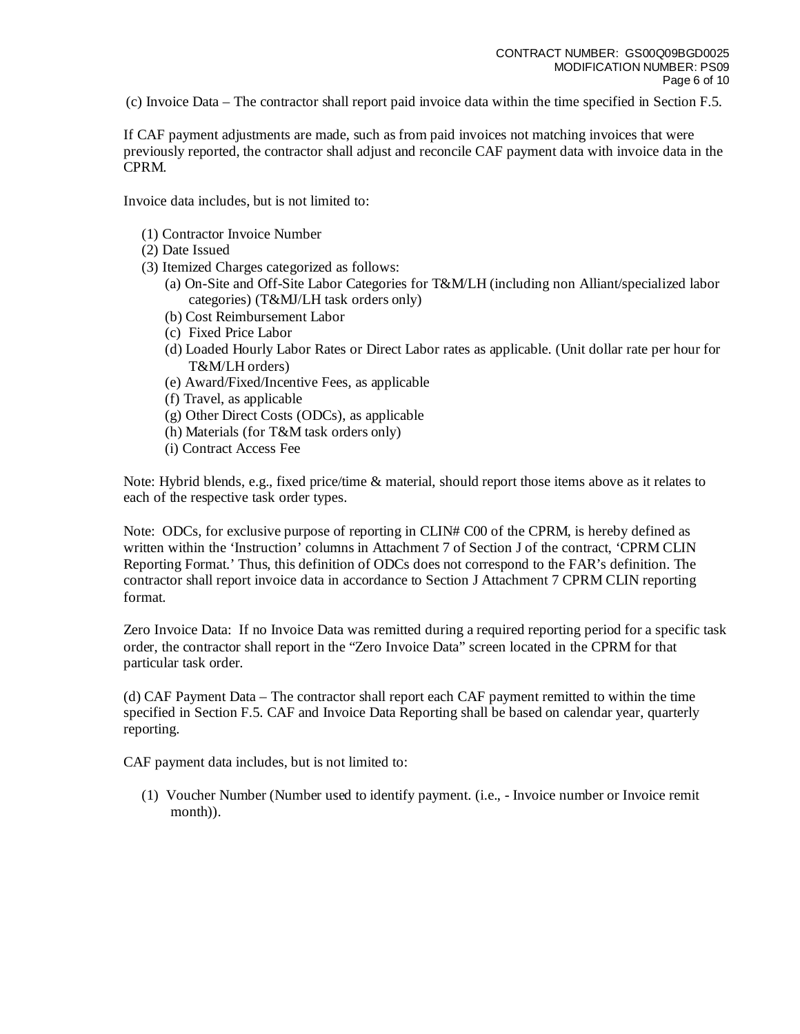(c) Invoice Data – The contractor shall report paid invoice data within the time specified in Section F.5.

If CAF payment adjustments are made, such as from paid invoices not matching invoices that were previously reported, the contractor shall adjust and reconcile CAF payment data with invoice data in the CPRM.

Invoice data includes, but is not limited to:

(1) Contractor Invoice Number
(2) Date Issued
(3) Itemized Charges categorized as follows:
  (a) On-Site and Off-Site Labor Categories for T&M/LH (including non Alliant/specialized labor categories) (T&MJ/LH task orders only)
  (b) Cost Reimbursement Labor
  (c) Fixed Price Labor
  (d) Loaded Hourly Labor Rates or Direct Labor rates as applicable. (Unit dollar rate per hour for T&M/LH orders)
  (e) Award/Fixed/Incentive Fees, as applicable
  (f) Travel, as applicable
  (g) Other Direct Costs (ODCs), as applicable
  (h) Materials (for T&M task orders only)
  (i) Contract Access Fee

Note: Hybrid blends, e.g., fixed price/time & material, should report those items above as it relates to each of the respective task order types.

Note: ODCs, for exclusive purpose of reporting in CLIN# C00 of the CPRM, is hereby defined as written within the 'Instruction' columns in Attachment 7 of Section J of the contract, 'CPRM CLIN Reporting Format.' Thus, this definition of ODCs does not correspond to the FAR's definition. The contractor shall report invoice data in accordance to Section J Attachment 7 CPRM CLIN reporting format.

Zero Invoice Data: If no Invoice Data was remitted during a required reporting period for a specific task order, the contractor shall report in the "Zero Invoice Data" screen located in the CPRM for that particular task order.

(d) CAF Payment Data – The contractor shall report each CAF payment remitted to within the time specified in Section F.5. CAF and Invoice Data Reporting shall be based on calendar year, quarterly reporting.

CAF payment data includes, but is not limited to:

(1) Voucher Number (Number used to identify payment. (i.e., - Invoice number or Invoice remit month)).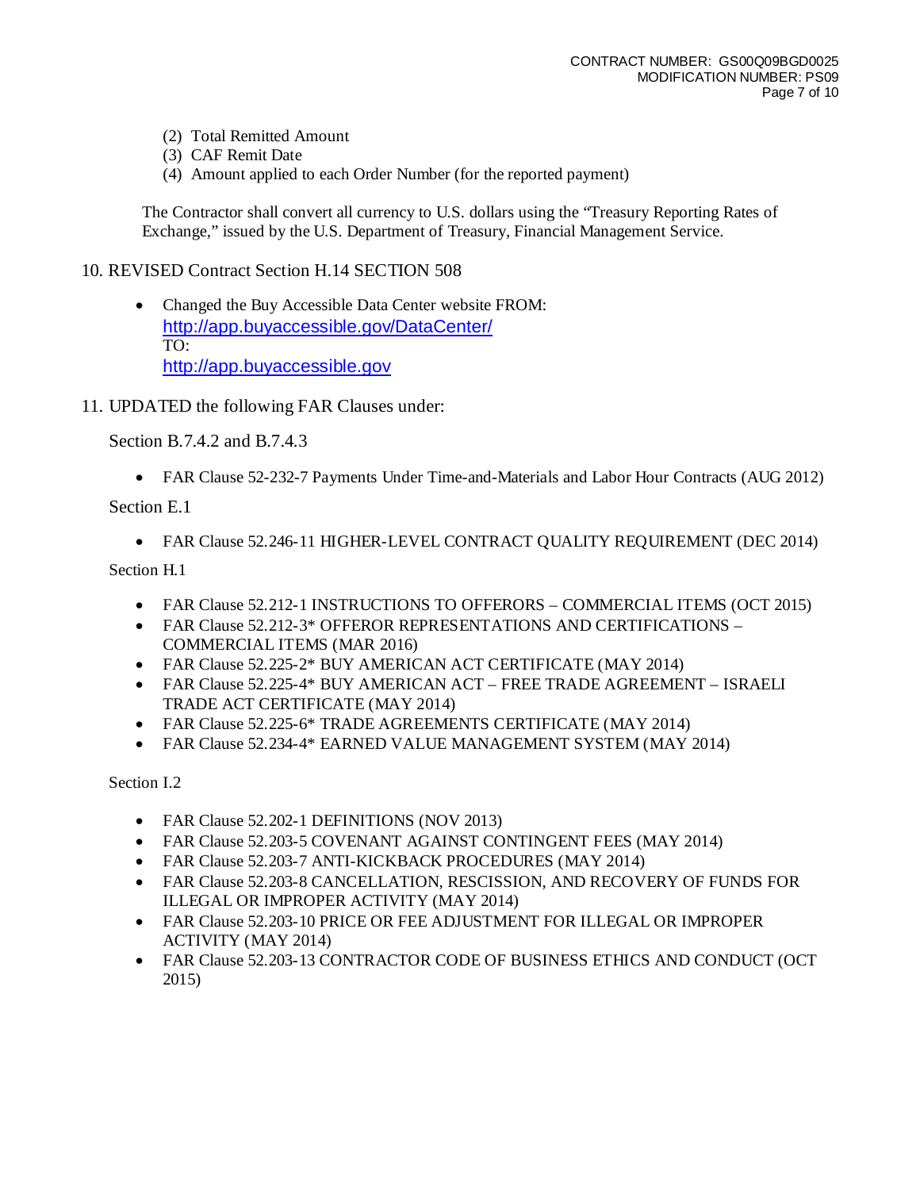(2) Total Remitted Amount
(3) CAF Remit Date
(4) Amount applied to each Order Number (for the reported payment)

The Contractor shall convert all currency to U.S. dollars using the "Treasury Reporting Rates of Exchange," issued by the U.S. Department of Treasury, Financial Management Service.

10. REVISED Contract Section H.14 SECTION 508

- Changed the Buy Accessible Data Center website FROM: http://app.buyaccessible.gov/DataCenter/ TO: http://app.buyaccessible.gov

11. UPDATED the following FAR Clauses under:

Section B.7.4.2 and B.7.4.3

- FAR Clause 52-232-7 Payments Under Time-and-Materials and Labor Hour Contracts (AUG 2012)

Section E.1

- FAR Clause 52.246-11 HIGHER-LEVEL CONTRACT QUALITY REQUIREMENT (DEC 2014)

Section H.1

- FAR Clause 52.212-1 INSTRUCTIONS TO OFFERORS – COMMERCIAL ITEMS (OCT 2015)
- FAR Clause 52.212-3* OFFEROR REPRESENTATIONS AND CERTIFICATIONS – COMMERCIAL ITEMS (MAR 2016)
- FAR Clause 52.225-2* BUY AMERICAN ACT CERTIFICATE (MAY 2014)
- FAR Clause 52.225-4* BUY AMERICAN ACT – FREE TRADE AGREEMENT – ISRAELI TRADE ACT CERTIFICATE (MAY 2014)
- FAR Clause 52.225-6* TRADE AGREEMENTS CERTIFICATE (MAY 2014)
- FAR Clause 52.234-4* EARNED VALUE MANAGEMENT SYSTEM (MAY 2014)

Section I.2

- FAR Clause 52.202-1 DEFINITIONS (NOV 2013)
- FAR Clause 52.203-5 COVENANT AGAINST CONTINGENT FEES (MAY 2014)
- FAR Clause 52.203-7 ANTI-KICKBACK PROCEDURES (MAY 2014)
- FAR Clause 52.203-8 CANCELLATION, RESCISSION, AND RECOVERY OF FUNDS FOR ILLEGAL OR IMPROPER ACTIVITY (MAY 2014)
- FAR Clause 52.203-10 PRICE OR FEE ADJUSTMENT FOR ILLEGAL OR IMPROPER ACTIVITY (MAY 2014)
- FAR Clause 52.203-13 CONTRACTOR CODE OF BUSINESS ETHICS AND CONDUCT (OCT 2015)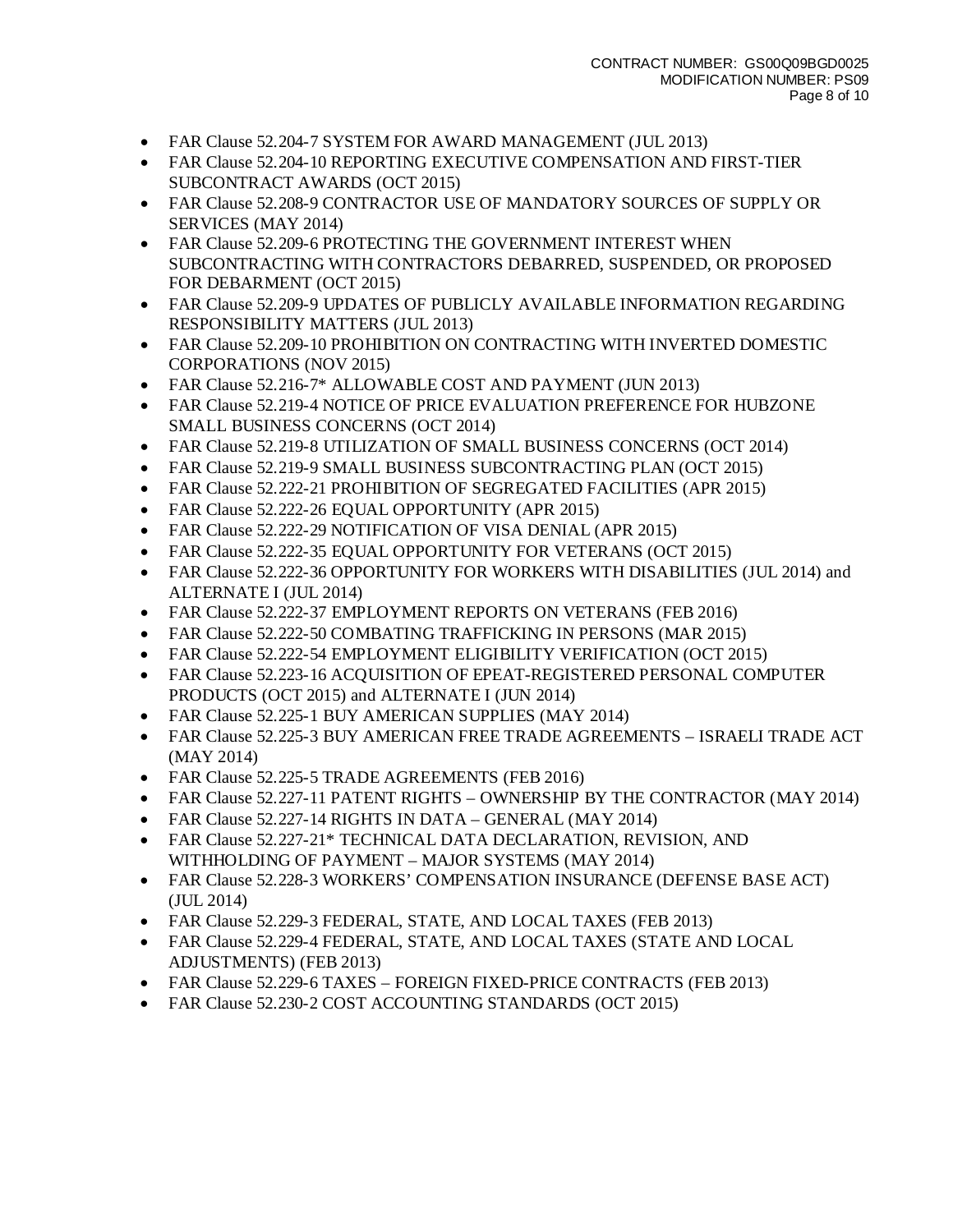- FAR Clause 52.204-7 SYSTEM FOR AWARD MANAGEMENT (JUL 2013)
- FAR Clause 52.204-10 REPORTING EXECUTIVE COMPENSATION AND FIRST-TIER SUBCONTRACT AWARDS (OCT 2015)
- FAR Clause 52.208-9 CONTRACTOR USE OF MANDATORY SOURCES OF SUPPLY OR SERVICES (MAY 2014)
- FAR Clause 52.209-6 PROTECTING THE GOVERNMENT INTEREST WHEN SUBCONTRACTING WITH CONTRACTORS DEBARRED, SUSPENDED, OR PROPOSED FOR DEBARMENT (OCT 2015)
- FAR Clause 52.209-9 UPDATES OF PUBLICLY AVAILABLE INFORMATION REGARDING RESPONSIBILITY MATTERS (JUL 2013)
- FAR Clause 52.209-10 PROHIBITION ON CONTRACTING WITH INVERTED DOMESTIC CORPORATIONS (NOV 2015)
- FAR Clause 52.216-7* ALLOWABLE COST AND PAYMENT (JUN 2013)
- FAR Clause 52.219-4 NOTICE OF PRICE EVALUATION PREFERENCE FOR HUBZONE SMALL BUSINESS CONCERNS (OCT 2014)
- FAR Clause 52.219-8 UTILIZATION OF SMALL BUSINESS CONCERNS (OCT 2014)
- FAR Clause 52.219-9 SMALL BUSINESS SUBCONTRACTING PLAN (OCT 2015)
- FAR Clause 52.222-21 PROHIBITION OF SEGREGATED FACILITIES (APR 2015)
- FAR Clause 52.222-26 EQUAL OPPORTUNITY (APR 2015)
- FAR Clause 52.222-29 NOTIFICATION OF VISA DENIAL (APR 2015)
- FAR Clause 52.222-35 EQUAL OPPORTUNITY FOR VETERANS (OCT 2015)
- FAR Clause 52.222-36 OPPORTUNITY FOR WORKERS WITH DISABILITIES (JUL 2014) and ALTERNATE I (JUL 2014)
- FAR Clause 52.222-37 EMPLOYMENT REPORTS ON VETERANS (FEB 2016)
- FAR Clause 52.222-50 COMBATING TRAFFICKING IN PERSONS (MAR 2015)
- FAR Clause 52.222-54 EMPLOYMENT ELIGIBILITY VERIFICATION (OCT 2015)
- FAR Clause 52.223-16 ACQUISITION OF EPEAT-REGISTERED PERSONAL COMPUTER PRODUCTS (OCT 2015) and ALTERNATE I (JUN 2014)
- FAR Clause 52.225-1 BUY AMERICAN SUPPLIES (MAY 2014)
- FAR Clause 52.225-3 BUY AMERICAN FREE TRADE AGREEMENTS – ISRAELI TRADE ACT (MAY 2014)
- FAR Clause 52.225-5 TRADE AGREEMENTS (FEB 2016)
- FAR Clause 52.227-11 PATENT RIGHTS – OWNERSHIP BY THE CONTRACTOR (MAY 2014)
- FAR Clause 52.227-14 RIGHTS IN DATA – GENERAL (MAY 2014)
- FAR Clause 52.227-21* TECHNICAL DATA DECLARATION, REVISION, AND WITHHOLDING OF PAYMENT – MAJOR SYSTEMS (MAY 2014)
- FAR Clause 52.228-3 WORKERS' COMPENSATION INSURANCE (DEFENSE BASE ACT) (JUL 2014)
- FAR Clause 52.229-3 FEDERAL, STATE, AND LOCAL TAXES (FEB 2013)
- FAR Clause 52.229-4 FEDERAL, STATE, AND LOCAL TAXES (STATE AND LOCAL ADJUSTMENTS) (FEB 2013)
- FAR Clause 52.229-6 TAXES – FOREIGN FIXED-PRICE CONTRACTS (FEB 2013)
- FAR Clause 52.230-2 COST ACCOUNTING STANDARDS (OCT 2015)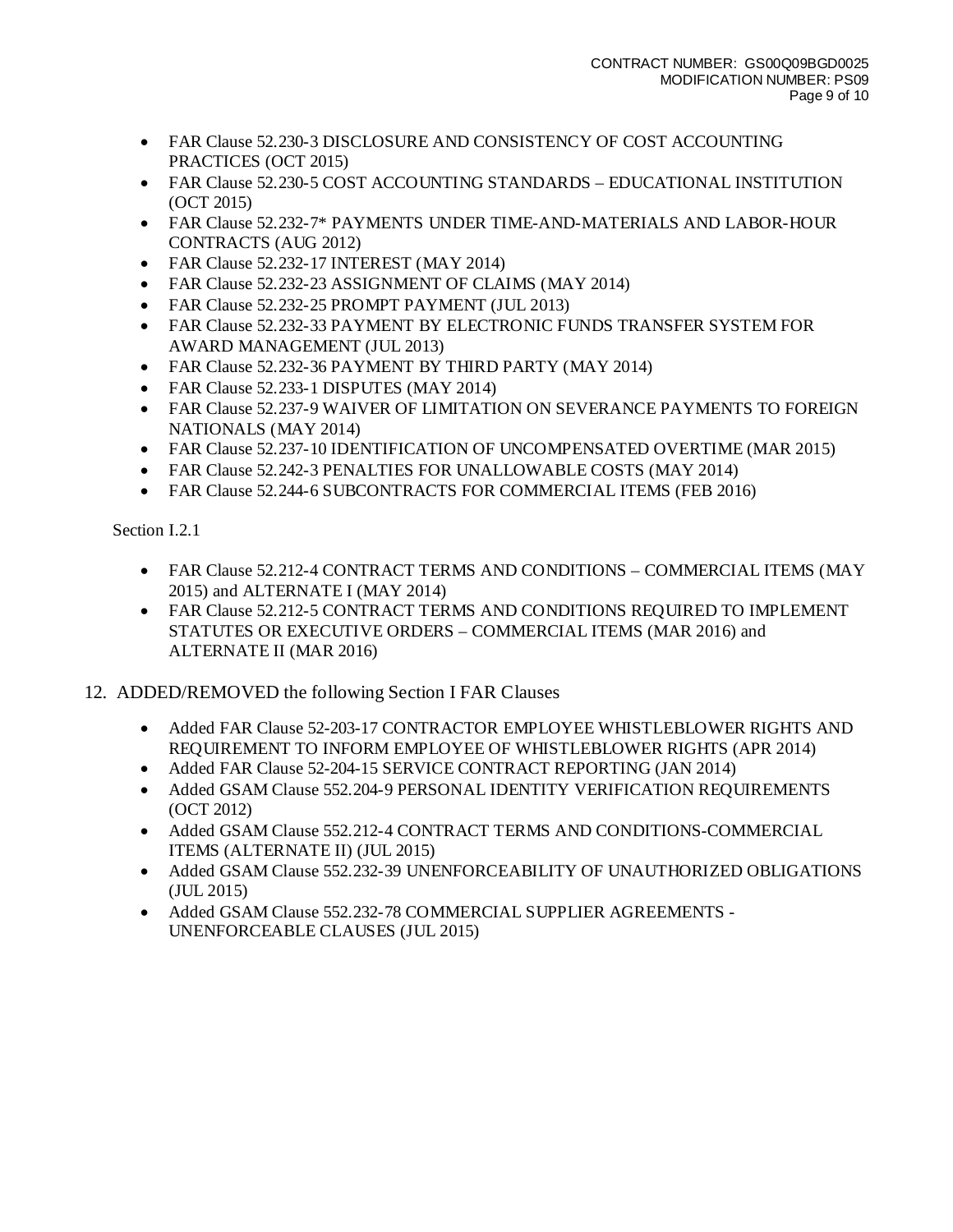- FAR Clause 52.230-3 DISCLOSURE AND CONSISTENCY OF COST ACCOUNTING PRACTICES (OCT 2015)
- FAR Clause 52.230-5 COST ACCOUNTING STANDARDS – EDUCATIONAL INSTITUTION (OCT 2015)
- FAR Clause 52.232-7* PAYMENTS UNDER TIME-AND-MATERIALS AND LABOR-HOUR CONTRACTS (AUG 2012)
- FAR Clause 52.232-17 INTEREST (MAY 2014)
- FAR Clause 52.232-23 ASSIGNMENT OF CLAIMS (MAY 2014)
- FAR Clause 52.232-25 PROMPT PAYMENT (JUL 2013)
- FAR Clause 52.232-33 PAYMENT BY ELECTRONIC FUNDS TRANSFER SYSTEM FOR AWARD MANAGEMENT (JUL 2013)
- FAR Clause 52.232-36 PAYMENT BY THIRD PARTY (MAY 2014)
- FAR Clause 52.233-1 DISPUTES (MAY 2014)
- FAR Clause 52.237-9 WAIVER OF LIMITATION ON SEVERANCE PAYMENTS TO FOREIGN NATIONALS (MAY 2014)
- FAR Clause 52.237-10 IDENTIFICATION OF UNCOMPENSATED OVERTIME (MAR 2015)
- FAR Clause 52.242-3 PENALTIES FOR UNALLOWABLE COSTS (MAY 2014)
- FAR Clause 52.244-6 SUBCONTRACTS FOR COMMERCIAL ITEMS (FEB 2016)

Section I.2.1

- FAR Clause 52.212-4 CONTRACT TERMS AND CONDITIONS – COMMERCIAL ITEMS (MAY 2015) and ALTERNATE I (MAY 2014)
- FAR Clause 52.212-5 CONTRACT TERMS AND CONDITIONS REQUIRED TO IMPLEMENT STATUTES OR EXECUTIVE ORDERS – COMMERCIAL ITEMS (MAR 2016) and ALTERNATE II (MAR 2016)

12. ADDED/REMOVED the following Section I FAR Clauses

- Added FAR Clause 52-203-17 CONTRACTOR EMPLOYEE WHISTLEBLOWER RIGHTS AND REQUIREMENT TO INFORM EMPLOYEE OF WHISTLEBLOWER RIGHTS (APR 2014)
- Added FAR Clause 52-204-15 SERVICE CONTRACT REPORTING (JAN 2014)
- Added GSAM Clause 552.204-9 PERSONAL IDENTITY VERIFICATION REQUIREMENTS (OCT 2012)
- Added GSAM Clause 552.212-4 CONTRACT TERMS AND CONDITIONS-COMMERCIAL ITEMS (ALTERNATE II) (JUL 2015)
- Added GSAM Clause 552.232-39 UNENFORCEABILITY OF UNAUTHORIZED OBLIGATIONS (JUL 2015)
- Added GSAM Clause 552.232-78 COMMERCIAL SUPPLIER AGREEMENTS - UNENFORCEABLE CLAUSES (JUL 2015)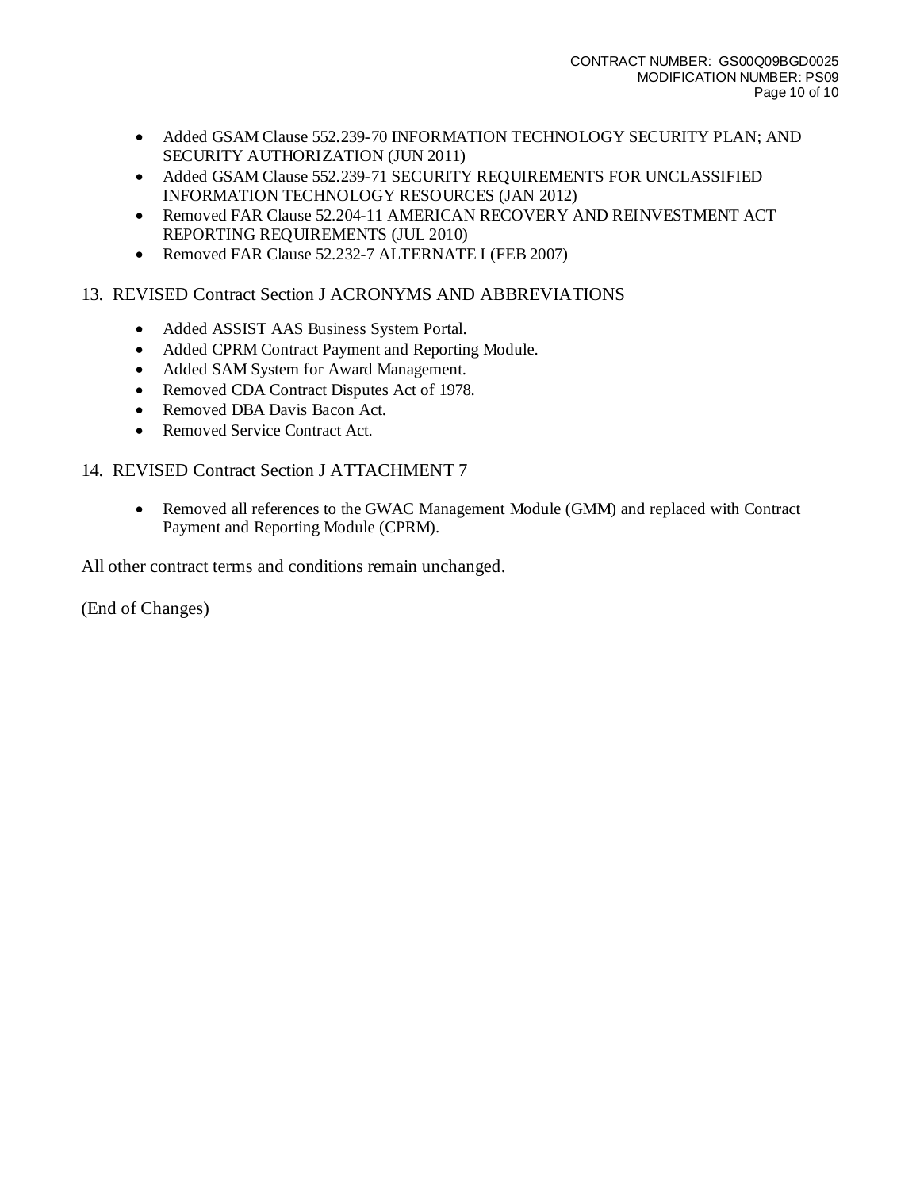- Added GSAM Clause 552.239-70 INFORMATION TECHNOLOGY SECURITY PLAN; AND SECURITY AUTHORIZATION (JUN 2011)
- Added GSAM Clause 552.239-71 SECURITY REQUIREMENTS FOR UNCLASSIFIED INFORMATION TECHNOLOGY RESOURCES (JAN 2012)
- Removed FAR Clause 52.204-11 AMERICAN RECOVERY AND REINVESTMENT ACT REPORTING REQUIREMENTS (JUL 2010)
- Removed FAR Clause 52.232-7 ALTERNATE I (FEB 2007)

13. REVISED Contract Section J ACRONYMS AND ABBREVIATIONS

- Added ASSIST AAS Business System Portal.
- Added CPRM Contract Payment and Reporting Module.
- Added SAM System for Award Management.
- Removed CDA Contract Disputes Act of 1978.
- Removed DBA Davis Bacon Act.
- Removed Service Contract Act.

14. REVISED Contract Section J ATTACHMENT 7

- Removed all references to the GWAC Management Module (GMM) and replaced with Contract Payment and Reporting Module (CPRM).

All other contract terms and conditions remain unchanged.

(End of Changes)